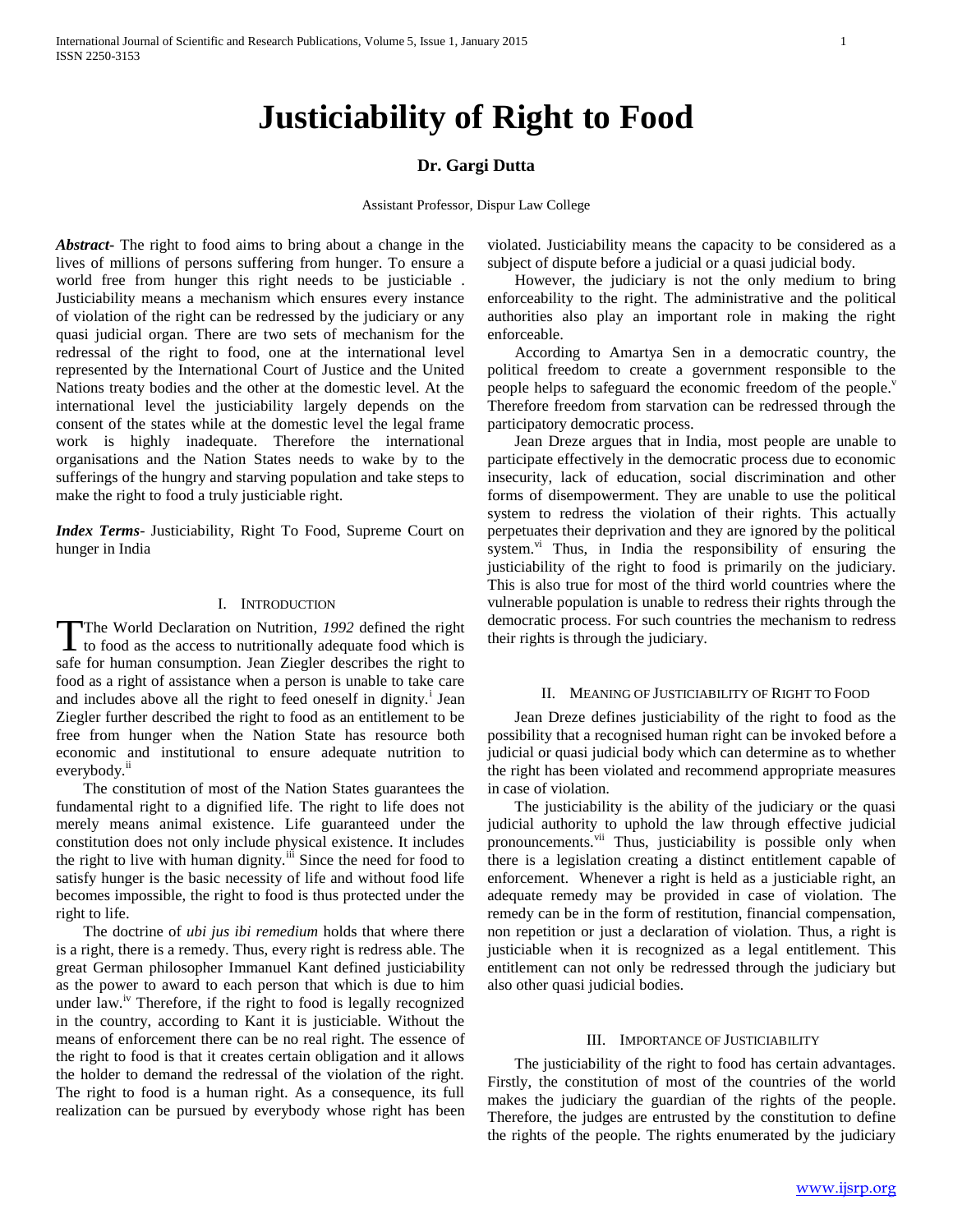# Justiciability of Right to Food

**Dr. Gargi Dutta**

Assistant Professor, Dispur Law College

***Abstract***- The right to food aims to bring about a change in the lives of millions of persons suffering from hunger. To ensure a world free from hunger this right needs to be justiciable . Justiciability means a mechanism which ensures every instance of violation of the right can be redressed by the judiciary or any quasi judicial organ. There are two sets of mechanism for the redressal of the right to food, one at the international level represented by the International Court of Justice and the United Nations treaty bodies and the other at the domestic level. At the international level the justiciability largely depends on the consent of the states while at the domestic level the legal frame work is highly inadequate. Therefore the international organisations and the Nation States needs to wake by to the sufferings of the hungry and starving population and take steps to make the right to food a truly justiciable right.

***Index Terms***- Justiciability, Right To Food, Supreme Court on hunger in India

## I. Introduction

The World Declaration on Nutrition, *1992* defined the right to food as the access to nutritionally adequate food which is safe for human consumption. Jean Ziegler describes the right to food as a right of assistance when a person is unable to take care and includes above all the right to feed oneself in dignity.[i] Jean Ziegler further described the right to food as an entitlement to be free from hunger when the Nation State has resource both economic and institutional to ensure adequate nutrition to everybody.[ii]

The constitution of most of the Nation States guarantees the fundamental right to a dignified life. The right to life does not merely means animal existence. Life guaranteed under the constitution does not only include physical existence. It includes the right to live with human dignity.[iii] Since the need for food to satisfy hunger is the basic necessity of life and without food life becomes impossible, the right to food is thus protected under the right to life.

The doctrine of *ubi jus ibi remedium* holds that where there is a right, there is a remedy. Thus, every right is redress able. The great German philosopher Immanuel Kant defined justiciability as the power to award to each person that which is due to him under law.[iv] Therefore, if the right to food is legally recognized in the country, according to Kant it is justiciable. Without the means of enforcement there can be no real right. The essence of the right to food is that it creates certain obligation and it allows the holder to demand the redressal of the violation of the right. The right to food is a human right. As a consequence, its full realization can be pursued by everybody whose right has been violated. Justiciability means the capacity to be considered as a subject of dispute before a judicial or a quasi judicial body.

However, the judiciary is not the only medium to bring enforceability to the right. The administrative and the political authorities also play an important role in making the right enforceable.

According to Amartya Sen in a democratic country, the political freedom to create a government responsible to the people helps to safeguard the economic freedom of the people.[v] Therefore freedom from starvation can be redressed through the participatory democratic process.

Jean Dreze argues that in India, most people are unable to participate effectively in the democratic process due to economic insecurity, lack of education, social discrimination and other forms of disempowerment. They are unable to use the political system to redress the violation of their rights. This actually perpetuates their deprivation and they are ignored by the political system.[vi] Thus, in India the responsibility of ensuring the justiciability of the right to food is primarily on the judiciary. This is also true for most of the third world countries where the vulnerable population is unable to redress their rights through the democratic process. For such countries the mechanism to redress their rights is through the judiciary.

## II. Meaning of Justiciability of Right to Food

Jean Dreze defines justiciability of the right to food as the possibility that a recognised human right can be invoked before a judicial or quasi judicial body which can determine as to whether the right has been violated and recommend appropriate measures in case of violation.

The justiciability is the ability of the judiciary or the quasi judicial authority to uphold the law through effective judicial pronouncements.[vii] Thus, justiciability is possible only when there is a legislation creating a distinct entitlement capable of enforcement. Whenever a right is held as a justiciable right, an adequate remedy may be provided in case of violation. The remedy can be in the form of restitution, financial compensation, non repetition or just a declaration of violation. Thus, a right is justiciable when it is recognized as a legal entitlement. This entitlement can not only be redressed through the judiciary but also other quasi judicial bodies.

## III. Importance of Justiciability

The justiciability of the right to food has certain advantages. Firstly, the constitution of most of the countries of the world makes the judiciary the guardian of the rights of the people. Therefore, the judges are entrusted by the constitution to define the rights of the people. The rights enumerated by the judiciary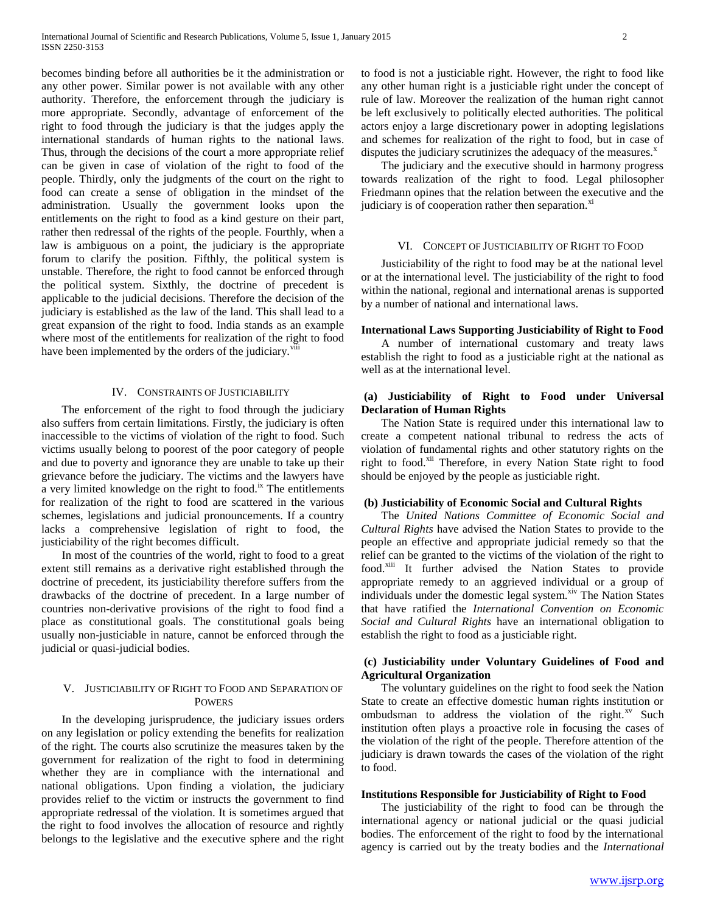becomes binding before all authorities be it the administration or any other power. Similar power is not available with any other authority. Therefore, the enforcement through the judiciary is more appropriate. Secondly, advantage of enforcement of the right to food through the judiciary is that the judges apply the international standards of human rights to the national laws. Thus, through the decisions of the court a more appropriate relief can be given in case of violation of the right to food of the people. Thirdly, only the judgments of the court on the right to food can create a sense of obligation in the mindset of the administration. Usually the government looks upon the entitlements on the right to food as a kind gesture on their part, rather then redressal of the rights of the people. Fourthly, when a law is ambiguous on a point, the judiciary is the appropriate forum to clarify the position. Fifthly, the political system is unstable. Therefore, the right to food cannot be enforced through the political system. Sixthly, the doctrine of precedent is applicable to the judicial decisions. Therefore the decision of the judiciary is established as the law of the land. This shall lead to a great expansion of the right to food. India stands as an example where most of the entitlements for realization of the right to food have been implemented by the orders of the judiciary.[viii]

## IV. Constraints of Justiciability

The enforcement of the right to food through the judiciary also suffers from certain limitations. Firstly, the judiciary is often inaccessible to the victims of violation of the right to food. Such victims usually belong to poorest of the poor category of people and due to poverty and ignorance they are unable to take up their grievance before the judiciary. The victims and the lawyers have a very limited knowledge on the right to food.[ix] The entitlements for realization of the right to food are scattered in the various schemes, legislations and judicial pronouncements. If a country lacks a comprehensive legislation of right to food, the justiciability of the right becomes difficult.

In most of the countries of the world, right to food to a great extent still remains as a derivative right established through the doctrine of precedent, its justiciability therefore suffers from the drawbacks of the doctrine of precedent. In a large number of countries non-derivative provisions of the right to food find a place as constitutional goals. The constitutional goals being usually non-justiciable in nature, cannot be enforced through the judicial or quasi-judicial bodies.

## V. Justiciability of Right to Food and Separation of Powers

In the developing jurisprudence, the judiciary issues orders on any legislation or policy extending the benefits for realization of the right. The courts also scrutinize the measures taken by the government for realization of the right to food in determining whether they are in compliance with the international and national obligations. Upon finding a violation, the judiciary provides relief to the victim or instructs the government to find appropriate redressal of the violation. It is sometimes argued that the right to food involves the allocation of resource and rightly belongs to the legislative and the executive sphere and the right to food is not a justiciable right. However, the right to food like any other human right is a justiciable right under the concept of rule of law. Moreover the realization of the human right cannot be left exclusively to politically elected authorities. The political actors enjoy a large discretionary power in adopting legislations and schemes for realization of the right to food, but in case of disputes the judiciary scrutinizes the adequacy of the measures.[x]

The judiciary and the executive should in harmony progress towards realization of the right to food. Legal philosopher Friedmann opines that the relation between the executive and the judiciary is of cooperation rather then separation.[xi]

## VI. Concept of Justiciability of Right to Food

Justiciability of the right to food may be at the national level or at the international level. The justiciability of the right to food within the national, regional and international arenas is supported by a number of national and international laws.

### International Laws Supporting Justiciability of Right to Food

A number of international customary and treaty laws establish the right to food as a justiciable right at the national as well as at the international level.

#### (a) Justiciability of Right to Food under Universal Declaration of Human Rights

The Nation State is required under this international law to create a competent national tribunal to redress the acts of violation of fundamental rights and other statutory rights on the right to food.[xii] Therefore, in every Nation State right to food should be enjoyed by the people as justiciable right.

#### (b) Justiciability of Economic Social and Cultural Rights

The *United Nations Committee of Economic Social and Cultural Rights* have advised the Nation States to provide to the people an effective and appropriate judicial remedy so that the relief can be granted to the victims of the violation of the right to food.[xiii] It further advised the Nation States to provide appropriate remedy to an aggrieved individual or a group of individuals under the domestic legal system.[xiv] The Nation States that have ratified the *International Convention on Economic Social and Cultural Rights* have an international obligation to establish the right to food as a justiciable right.

#### (c) Justiciability under Voluntary Guidelines of Food and Agricultural Organization

The voluntary guidelines on the right to food seek the Nation State to create an effective domestic human rights institution or ombudsman to address the violation of the right.[xv] Such institution often plays a proactive role in focusing the cases of the violation of the right of the people. Therefore attention of the judiciary is drawn towards the cases of the violation of the right to food.

### Institutions Responsible for Justiciability of Right to Food

The justiciability of the right to food can be through the international agency or national judicial or the quasi judicial bodies. The enforcement of the right to food by the international agency is carried out by the treaty bodies and the *International*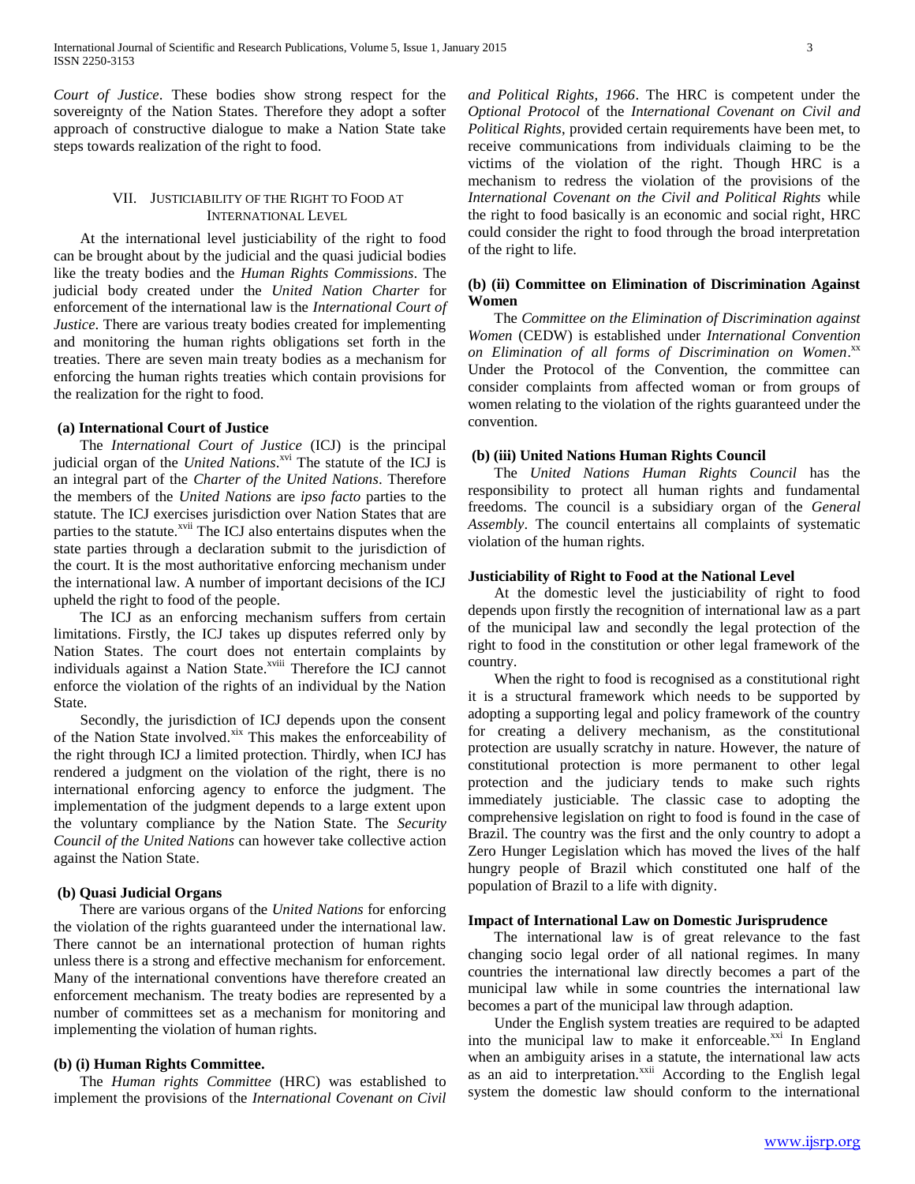*Court of Justice*. These bodies show strong respect for the sovereignty of the Nation States. Therefore they adopt a softer approach of constructive dialogue to make a Nation State take steps towards realization of the right to food.

## VII. Justiciability of the Right to Food at International Level

At the international level justiciability of the right to food can be brought about by the judicial and the quasi judicial bodies like the treaty bodies and the *Human Rights Commissions*. The judicial body created under the *United Nation Charter* for enforcement of the international law is the *International Court of Justice*. There are various treaty bodies created for implementing and monitoring the human rights obligations set forth in the treaties. There are seven main treaty bodies as a mechanism for enforcing the human rights treaties which contain provisions for the realization for the right to food.

### (a) International Court of Justice

The *International Court of Justice* (ICJ) is the principal judicial organ of the *United Nations*.[xvi] The statute of the ICJ is an integral part of the *Charter of the United Nations*. Therefore the members of the *United Nations* are *ipso facto* parties to the statute. The ICJ exercises jurisdiction over Nation States that are parties to the statute.[xvii] The ICJ also entertains disputes when the state parties through a declaration submit to the jurisdiction of the court. It is the most authoritative enforcing mechanism under the international law. A number of important decisions of the ICJ upheld the right to food of the people.

The ICJ as an enforcing mechanism suffers from certain limitations. Firstly, the ICJ takes up disputes referred only by Nation States. The court does not entertain complaints by individuals against a Nation State.[xviii] Therefore the ICJ cannot enforce the violation of the rights of an individual by the Nation State.

Secondly, the jurisdiction of ICJ depends upon the consent of the Nation State involved.[xix] This makes the enforceability of the right through ICJ a limited protection. Thirdly, when ICJ has rendered a judgment on the violation of the right, there is no international enforcing agency to enforce the judgment. The implementation of the judgment depends to a large extent upon the voluntary compliance by the Nation State. The *Security Council of the United Nations* can however take collective action against the Nation State.

### (b) Quasi Judicial Organs

There are various organs of the *United Nations* for enforcing the violation of the rights guaranteed under the international law. There cannot be an international protection of human rights unless there is a strong and effective mechanism for enforcement. Many of the international conventions have therefore created an enforcement mechanism. The treaty bodies are represented by a number of committees set as a mechanism for monitoring and implementing the violation of human rights.

### (b) (i) Human Rights Committee.

The *Human rights Committee* (HRC) was established to implement the provisions of the *International Covenant on Civil and Political Rights, 1966*. The HRC is competent under the *Optional Protocol* of the *International Covenant on Civil and Political Rights*, provided certain requirements have been met, to receive communications from individuals claiming to be the victims of the violation of the right. Though HRC is a mechanism to redress the violation of the provisions of the *International Covenant on the Civil and Political Rights* while the right to food basically is an economic and social right, HRC could consider the right to food through the broad interpretation of the right to life.

### (b) (ii) Committee on Elimination of Discrimination Against Women

The *Committee on the Elimination of Discrimination against Women* (CEDW) is established under *International Convention on Elimination of all forms of Discrimination on Women*.[xx] Under the Protocol of the Convention, the committee can consider complaints from affected woman or from groups of women relating to the violation of the rights guaranteed under the convention.

### (b) (iii) United Nations Human Rights Council

The *United Nations Human Rights Council* has the responsibility to protect all human rights and fundamental freedoms. The council is a subsidiary organ of the *General Assembly*. The council entertains all complaints of systematic violation of the human rights.

### Justiciability of Right to Food at the National Level

At the domestic level the justiciability of right to food depends upon firstly the recognition of international law as a part of the municipal law and secondly the legal protection of the right to food in the constitution or other legal framework of the country.

When the right to food is recognised as a constitutional right it is a structural framework which needs to be supported by adopting a supporting legal and policy framework of the country for creating a delivery mechanism, as the constitutional protection are usually scratchy in nature. However, the nature of constitutional protection is more permanent to other legal protection and the judiciary tends to make such rights immediately justiciable. The classic case to adopting the comprehensive legislation on right to food is found in the case of Brazil. The country was the first and the only country to adopt a Zero Hunger Legislation which has moved the lives of the half hungry people of Brazil which constituted one half of the population of Brazil to a life with dignity.

### Impact of International Law on Domestic Jurisprudence

The international law is of great relevance to the fast changing socio legal order of all national regimes. In many countries the international law directly becomes a part of the municipal law while in some countries the international law becomes a part of the municipal law through adaption.

Under the English system treaties are required to be adapted into the municipal law to make it enforceable.[xxi] In England when an ambiguity arises in a statute, the international law acts as an aid to interpretation.[xxii] According to the English legal system the domestic law should conform to the international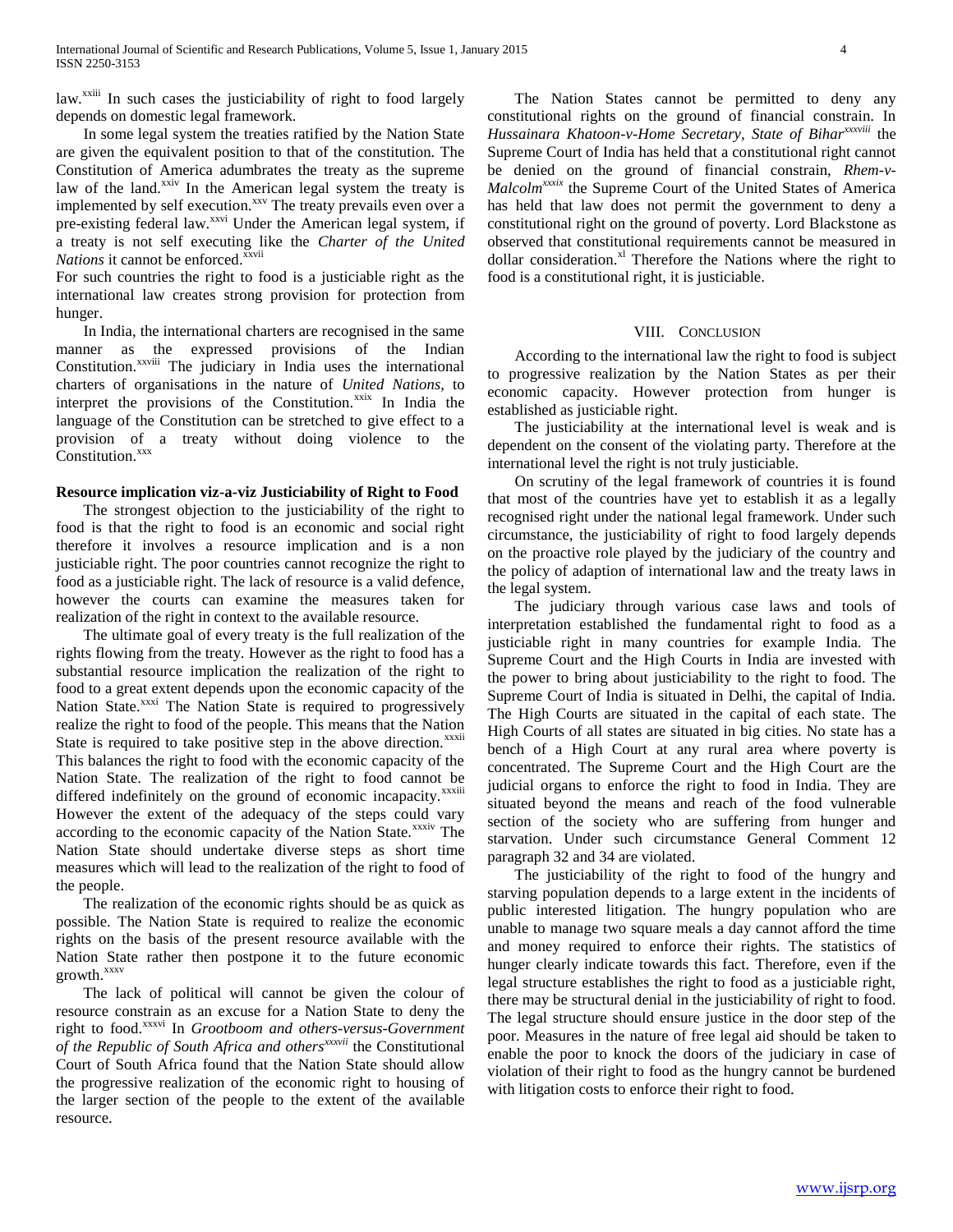law.[xxiii] In such cases the justiciability of right to food largely depends on domestic legal framework.

In some legal system the treaties ratified by the Nation State are given the equivalent position to that of the constitution. The Constitution of America adumbrates the treaty as the supreme law of the land.[xxiv] In the American legal system the treaty is implemented by self execution.[xxv] The treaty prevails even over a pre-existing federal law.[xxvi] Under the American legal system, if a treaty is not self executing like the *Charter of the United Nations* it cannot be enforced.[xxvii]

For such countries the right to food is a justiciable right as the international law creates strong provision for protection from hunger.

In India, the international charters are recognised in the same manner as the expressed provisions of the Indian Constitution.[xxviii] The judiciary in India uses the international charters of organisations in the nature of *United Nations*, to interpret the provisions of the Constitution.[xxix] In India the language of the Constitution can be stretched to give effect to a provision of a treaty without doing violence to the Constitution.[xxx]

**Resource implication viz-a-viz Justiciability of Right to Food**

The strongest objection to the justiciability of the right to food is that the right to food is an economic and social right therefore it involves a resource implication and is a non justiciable right. The poor countries cannot recognize the right to food as a justiciable right. The lack of resource is a valid defence, however the courts can examine the measures taken for realization of the right in context to the available resource.

The ultimate goal of every treaty is the full realization of the rights flowing from the treaty. However as the right to food has a substantial resource implication the realization of the right to food to a great extent depends upon the economic capacity of the Nation State.[xxxi] The Nation State is required to progressively realize the right to food of the people. This means that the Nation State is required to take positive step in the above direction.[xxxii] This balances the right to food with the economic capacity of the Nation State. The realization of the right to food cannot be differed indefinitely on the ground of economic incapacity.[xxxiii] However the extent of the adequacy of the steps could vary according to the economic capacity of the Nation State.[xxxiv] The Nation State should undertake diverse steps as short time measures which will lead to the realization of the right to food of the people.

The realization of the economic rights should be as quick as possible. The Nation State is required to realize the economic rights on the basis of the present resource available with the Nation State rather then postpone it to the future economic growth.[xxxv]

The lack of political will cannot be given the colour of resource constrain as an excuse for a Nation State to deny the right to food.[xxxvi] In *Grootboom and others-versus-Government of the Republic of South Africa and others*[xxxvii] the Constitutional Court of South Africa found that the Nation State should allow the progressive realization of the economic right to housing of the larger section of the people to the extent of the available resource.

The Nation States cannot be permitted to deny any constitutional rights on the ground of financial constrain. In *Hussainara Khatoon-v-Home Secretary, State of Bihar*[xxxviii] the Supreme Court of India has held that a constitutional right cannot be denied on the ground of financial constrain, *Rhem-v-Malcolm*[xxxix] the Supreme Court of the United States of America has held that law does not permit the government to deny a constitutional right on the ground of poverty. Lord Blackstone as observed that constitutional requirements cannot be measured in dollar consideration.[xl] Therefore the Nations where the right to food is a constitutional right, it is justiciable.

## VIII. Conclusion

According to the international law the right to food is subject to progressive realization by the Nation States as per their economic capacity. However protection from hunger is established as justiciable right.

The justiciability at the international level is weak and is dependent on the consent of the violating party. Therefore at the international level the right is not truly justiciable.

On scrutiny of the legal framework of countries it is found that most of the countries have yet to establish it as a legally recognised right under the national legal framework. Under such circumstance, the justiciability of right to food largely depends on the proactive role played by the judiciary of the country and the policy of adaption of international law and the treaty laws in the legal system.

The judiciary through various case laws and tools of interpretation established the fundamental right to food as a justiciable right in many countries for example India. The Supreme Court and the High Courts in India are invested with the power to bring about justiciability to the right to food. The Supreme Court of India is situated in Delhi, the capital of India. The High Courts are situated in the capital of each state. The High Courts of all states are situated in big cities. No state has a bench of a High Court at any rural area where poverty is concentrated. The Supreme Court and the High Court are the judicial organs to enforce the right to food in India. They are situated beyond the means and reach of the food vulnerable section of the society who are suffering from hunger and starvation. Under such circumstance General Comment 12 paragraph 32 and 34 are violated.

The justiciability of the right to food of the hungry and starving population depends to a large extent in the incidents of public interested litigation. The hungry population who are unable to manage two square meals a day cannot afford the time and money required to enforce their rights. The statistics of hunger clearly indicate towards this fact. Therefore, even if the legal structure establishes the right to food as a justiciable right, there may be structural denial in the justiciability of right to food. The legal structure should ensure justice in the door step of the poor. Measures in the nature of free legal aid should be taken to enable the poor to knock the doors of the judiciary in case of violation of their right to food as the hungry cannot be burdened with litigation costs to enforce their right to food.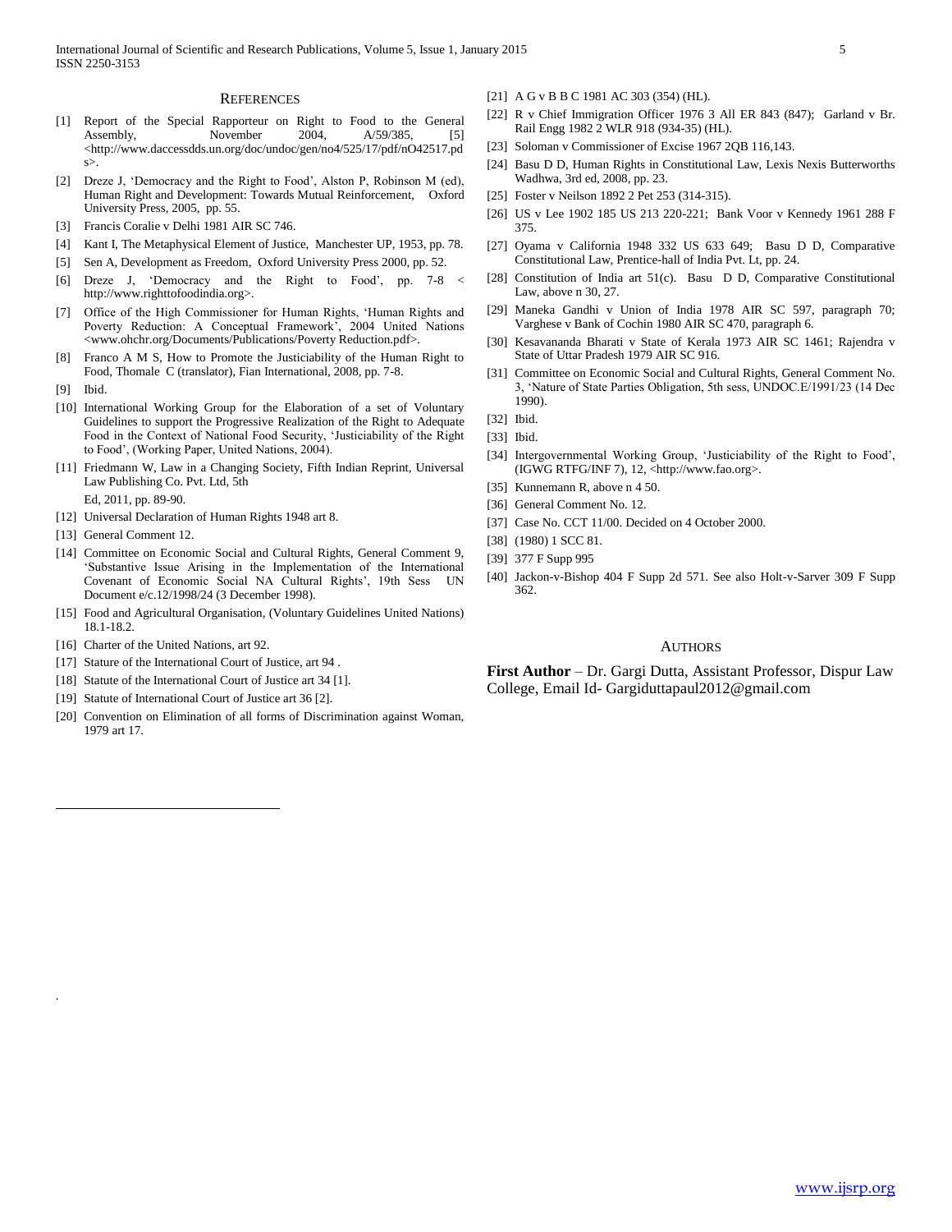## References

[1] Report of the Special Rapporteur on Right to Food to the General Assembly, November 2004, A/59/385, [5] <http://www.daccessdds.un.org/doc/undoc/gen/no4/525/17/pdf/nO42517.pds>.

[2] Dreze J, 'Democracy and the Right to Food', Alston P, Robinson M (ed), Human Right and Development: Towards Mutual Reinforcement, Oxford University Press, 2005, pp. 55.

[3] Francis Coralie v Delhi 1981 AIR SC 746.

[4] Kant I, The Metaphysical Element of Justice, Manchester UP, 1953, pp. 78.

[5] Sen A, Development as Freedom, Oxford University Press 2000, pp. 52.

[6] Dreze J, 'Democracy and the Right to Food', pp. 7-8 < http://www.righttofoodindia.org>.

[7] Office of the High Commissioner for Human Rights, 'Human Rights and Poverty Reduction: A Conceptual Framework', 2004 United Nations <www.ohchr.org/Documents/Publications/Poverty Reduction.pdf>.

[8] Franco A M S, How to Promote the Justiciability of the Human Right to Food, Thomale C (translator), Fian International, 2008, pp. 7-8.

[9] Ibid.

[10] International Working Group for the Elaboration of a set of Voluntary Guidelines to support the Progressive Realization of the Right to Adequate Food in the Context of National Food Security, 'Justiciability of the Right to Food', (Working Paper, United Nations, 2004).

[11] Friedmann W, Law in a Changing Society, Fifth Indian Reprint, Universal Law Publishing Co. Pvt. Ltd, 5th
Ed, 2011, pp. 89-90.

[12] Universal Declaration of Human Rights 1948 art 8.

[13] General Comment 12.

[14] Committee on Economic Social and Cultural Rights, General Comment 9, 'Substantive Issue Arising in the Implementation of the International Covenant of Economic Social NA Cultural Rights', 19th Sess UN Document e/c.12/1998/24 (3 December 1998).

[15] Food and Agricultural Organisation, (Voluntary Guidelines United Nations) 18.1-18.2.

[16] Charter of the United Nations, art 92.

[17] Stature of the International Court of Justice, art 94 .

[18] Statute of the International Court of Justice art 34 [1].

[19] Statute of International Court of Justice art 36 [2].

[20] Convention on Elimination of all forms of Discrimination against Woman, 1979 art 17.

[21] A G v B B C 1981 AC 303 (354) (HL).

[22] R v Chief Immigration Officer 1976 3 All ER 843 (847); Garland v Br. Rail Engg 1982 2 WLR 918 (934-35) (HL).

[23] Soloman v Commissioner of Excise 1967 2QB 116,143.

[24] Basu D D, Human Rights in Constitutional Law, Lexis Nexis Butterworths Wadhwa, 3rd ed, 2008, pp. 23.

[25] Foster v Neilson 1892 2 Pet 253 (314-315).

[26] US v Lee 1902 185 US 213 220-221; Bank Voor v Kennedy 1961 288 F 375.

[27] Oyama v California 1948 332 US 633 649; Basu D D, Comparative Constitutional Law, Prentice-hall of India Pvt. Lt, pp. 24.

[28] Constitution of India art 51(c). Basu D D, Comparative Constitutional Law, above n 30, 27.

[29] Maneka Gandhi v Union of India 1978 AIR SC 597, paragraph 70; Varghese v Bank of Cochin 1980 AIR SC 470, paragraph 6.

[30] Kesavananda Bharati v State of Kerala 1973 AIR SC 1461; Rajendra v State of Uttar Pradesh 1979 AIR SC 916.

[31] Committee on Economic Social and Cultural Rights, General Comment No. 3, 'Nature of State Parties Obligation, 5th sess, UNDOC.E/1991/23 (14 Dec 1990).

[32] Ibid.

[33] Ibid.

[34] Intergovernmental Working Group, 'Justiciability of the Right to Food', (IGWG RTFG/INF 7), 12, <http://www.fao.org>.

[35] Kunnemann R, above n 4 50.

[36] General Comment No. 12.

[37] Case No. CCT 11/00. Decided on 4 October 2000.

[38] (1980) 1 SCC 81.

[39] 377 F Supp 995

[40] Jackon-v-Bishop 404 F Supp 2d 571. See also Holt-v-Sarver 309 F Supp 362.

## Authors

**First Author** – Dr. Gargi Dutta, Assistant Professor, Dispur Law College, Email Id- Gargiduttapaul2012@gmail.com